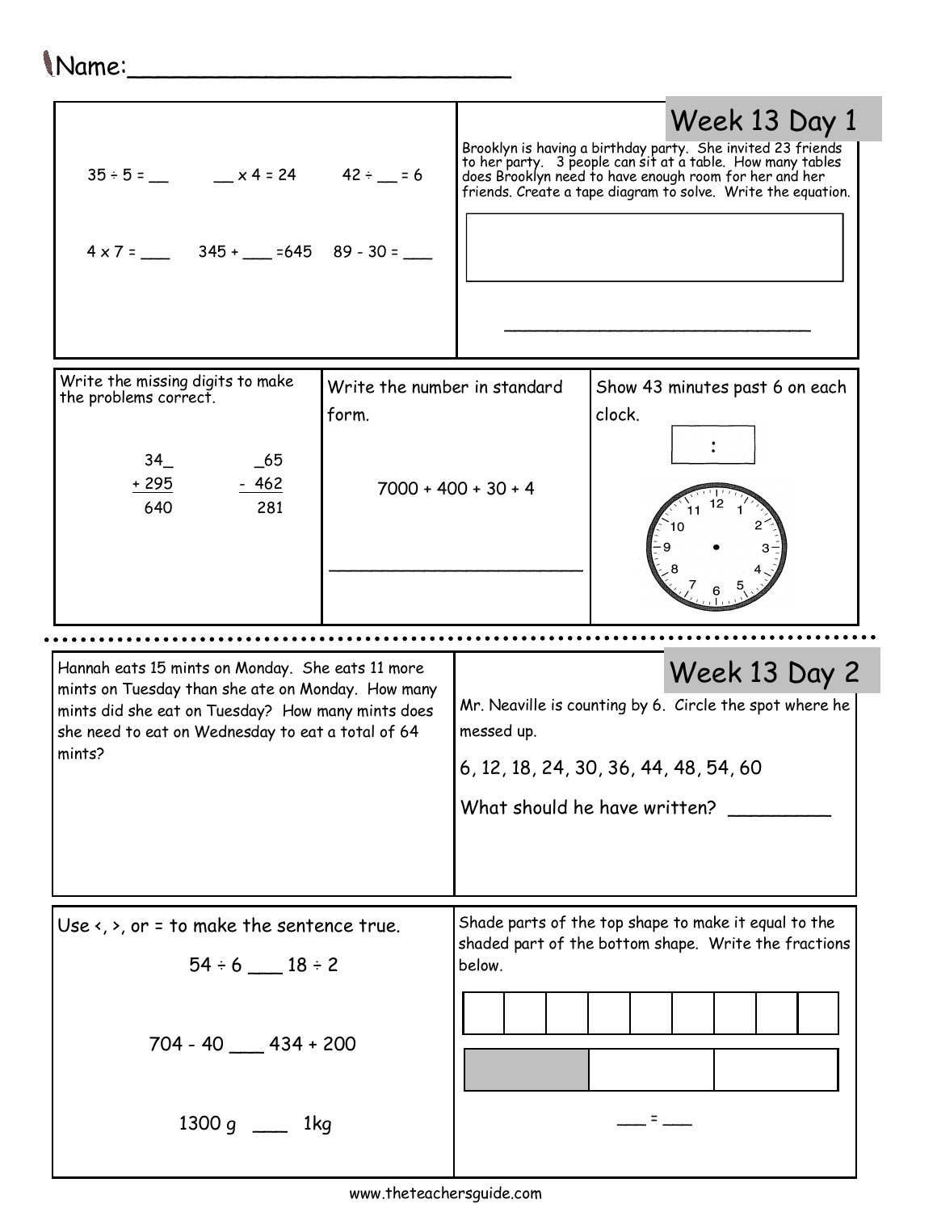Name:___________________________

## Week 13 Day 1

$35 \div 5 =$ \_\_  \_\_ $\times 4 = 24$  $42 \div$ \_\_ $= 6$

$4 \times 7 =$ \_\_\_  $345 +$ \_\_\_ $= 645$  $89 - 30 =$ \_\_\_

Brooklyn is having a birthday party. She invited 23 friends to her party. 3 people can sit at a table. How many tables does Brooklyn need to have enough room for her and her friends. Create a tape diagram to solve. Write the equation.

_______________________________

Write the missing digits to make the problems correct.

```
  34_       _65
+ 295     - 462
  640       281
```

Write the number in standard form.

$7000 + 400 + 30 + 4$

___________________________

Show 43 minutes past 6 on each clock.

\_\_ : \_\_

## Week 13 Day 2

Hannah eats 15 mints on Monday. She eats 11 more mints on Tuesday than she ate on Monday. How many mints did she eat on Tuesday? How many mints does she need to eat on Wednesday to eat a total of 64 mints?

Mr. Neaville is counting by 6. Circle the spot where he messed up.

6, 12, 18, 24, 30, 36, 44, 48, 54, 60

What should he have written? _________

Use <, >, or = to make the sentence true.

$54 \div 6$ \_\_\_ $18 \div 2$

$704 - 40$ \_\_\_ $434 + 200$

1300 g \_\_\_ 1kg

Shade parts of the top shape to make it equal to the shaded part of the bottom shape. Write the fractions below.

\_\_\_ = \_\_\_

www.theteachersguide.com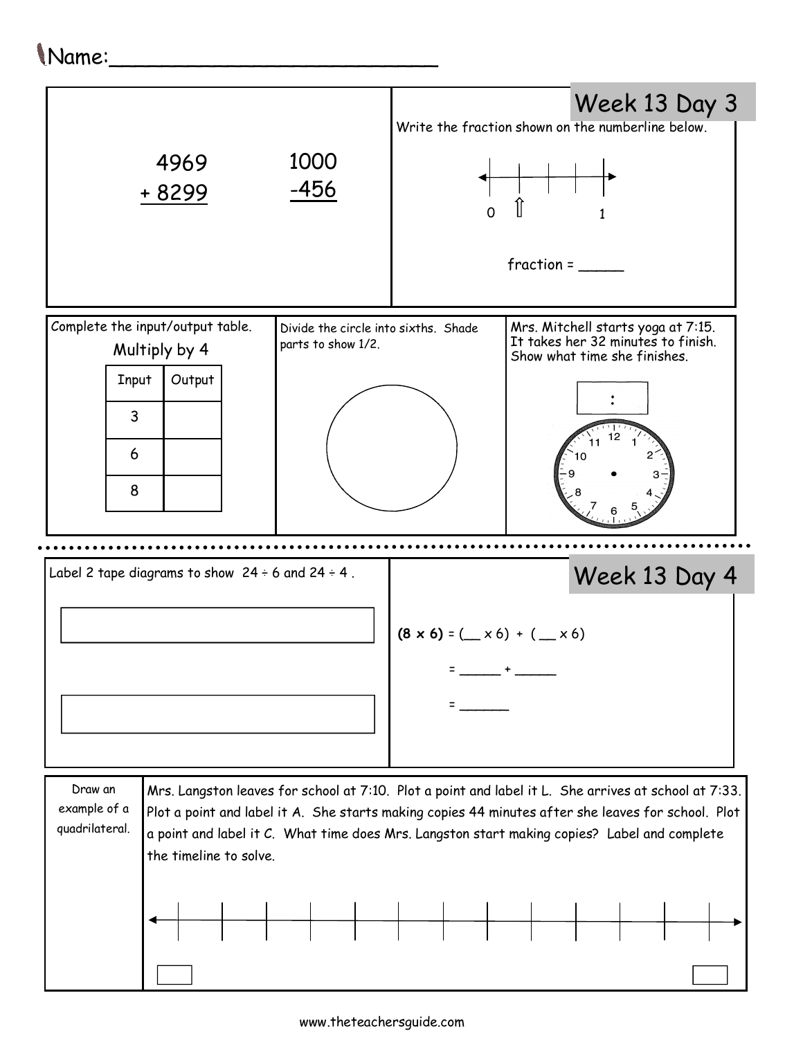Name:___________________________

## Week 13 Day 3

$$
\begin{array}{r}
4969 \\
+\ 8299 \\
\hline
\end{array}
\qquad
\begin{array}{r}
1000 \\
-456 \\
\hline
\end{array}
$$

Write the fraction shown on the numberline below.

0 ⇧ 1

fraction = _____

Complete the input/output table.

Multiply by 4

| Input | Output |
|---|---|
| 3 | |
| 6 | |
| 8 | |

Divide the circle into sixths. Shade parts to show 1/2.

Mrs. Mitchell starts yoga at 7:15. It takes her 32 minutes to finish. Show what time she finishes.

:

## Week 13 Day 4

Label 2 tape diagrams to show $24 \div 6$ and $24 \div 4$ .

**(8 x 6)** = (__ x 6) + ( __ x 6)

= _____ + _____

= ______

Draw an example of a quadrilateral.

Mrs. Langston leaves for school at 7:10. Plot a point and label it L. She arrives at school at 7:33. Plot a point and label it A. She starts making copies 44 minutes after she leaves for school. Plot a point and label it C. What time does Mrs. Langston start making copies? Label and complete the timeline to solve.

www.theteachersguide.com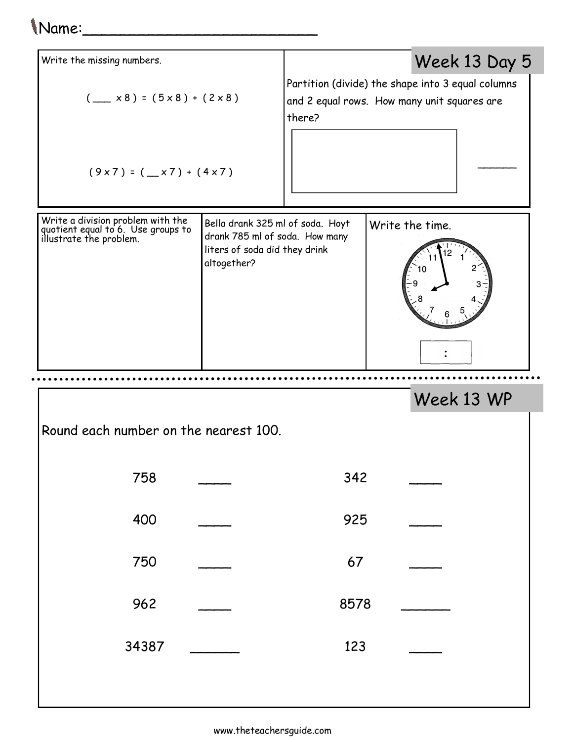Name:___________________________

## Week 13 Day 5

Write the missing numbers.

( ___ x 8 ) = ( 5 x 8 ) + ( 2 x 8 )

( 9 x 7 ) = ( __ x 7 ) + ( 4 x 7 )

Partition (divide) the shape into 3 equal columns and 2 equal rows. How many unit squares are there?

______

Write a division problem with the quotient equal to 6. Use groups to illustrate the problem.

Bella drank 325 ml of soda. Hoyt drank 785 ml of soda. How many liters of soda did they drink altogether?

Write the time.

12
1
2
3
4
5
6
7
8
9
10
11

:

## Week 13 WP

Round each number on the nearest 100.

| | | | |
|---|---|---|---|
| 758 | ____ | 342 | ____ |
| 400 | ____ | 925 | ____ |
| 750 | ____ | 67 | ____ |
| 962 | ____ | 8578 | ______ |
| 34387 | ______ | 123 | ____ |

www.theteachersguide.com